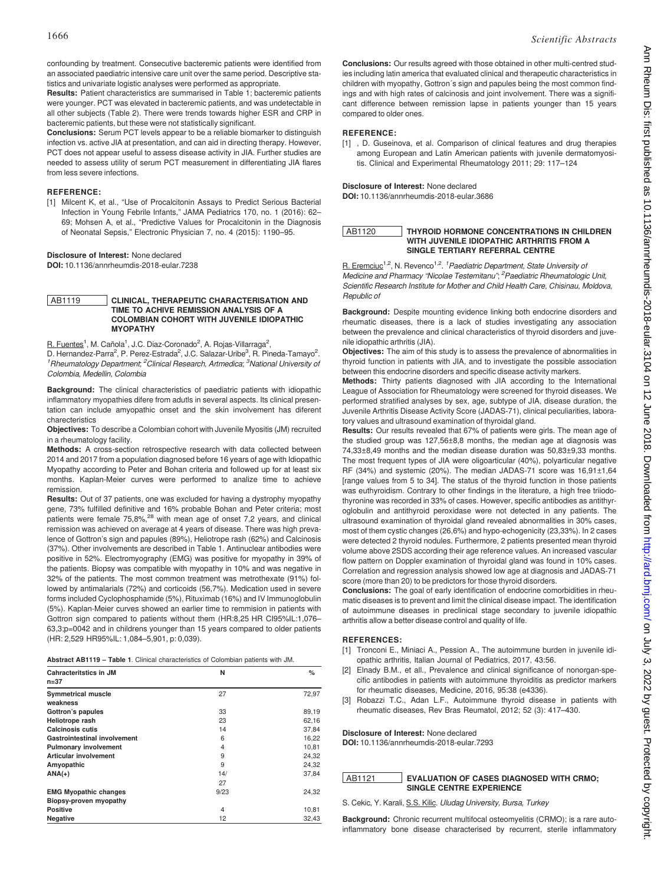confounding by treatment. Consecutive bacteremic patients were identified from an associated paediatric intensive care unit over the same period. Descriptive statistics and univariate logistic analyses were performed as appropriate.

**Results:** Patient characteristics are summarised in Table 1; bacteremic patients were younger. PCT was elevated in bacteremic patients, and was undetectable in all other subjects (Table 2). There were trends towards higher ESR and CRP in bacteremic patients, but these were not statistically significant.

**Conclusions:** Serum PCT levels appear to be a reliable biomarker to distinguish infection vs. active JIA at presentation, and can aid in directing therapy. However, PCT does not appear useful to assess disease activity in JIA. Further studies are needed to assess utility of serum PCT measurement in differentiating JIA flares from less severe infections.

**REFERENCE:**

[1] Milcent K, et al., "Use of Procalcitonin Assays to Predict Serious Bacterial Infection in Young Febrile Infants," JAMA Pediatrics 170, no. 1 (2016): 62–69; Mohsen A, et al., "Predictive Values for Procalcitonin in the Diagnosis of Neonatal Sepsis," Electronic Physician 7, no. 4 (2015): 1190–95.

**Disclosure of Interest:** None declared

**DOI:** 10.1136/annrheumdis-2018-eular.7238

## AB1119 CLINICAL, THERAPEUTIC CHARACTERISATION AND TIME TO ACHIVE REMISSION ANALYSIS OF A COLOMBIAN COHORT WITH JUVENILE IDIOPATHIC MYOPATHY

R. Fuentes[1], M. Cañola[1], J.C. Diaz-Coronado[2], A. Rojas-Villarraga[2], D. Hernandez-Parra[2], P. Perez-Estrada[2], J.C. Salazar-Uribe[3], R. Pineda-Tamayo[2]. [1]*Rheumatology Department*; [2]*Clinical Research, Artmedica*; [3]*National University of Colombia, Medellin, Colombia*

**Background:** The clinical characteristics of paediatric patients with idiopathic inflammatory myopathies difere from adutls in several aspects. Its clinical presentation can include amyopathic onset and the skin involvement has diferent charecteristics

**Objectives:** To describe a Colombian cohort with Juvenile Myositis (JM) recruited in a rheumatology facility.

**Methods:** A cross-section retrospective research with data collected between 2014 and 2017 from a population diagnosed before 16 years of age with Idiopathic Myopathy according to Peter and Bohan criteria and followed up for at least six months. Kaplan-Meier curves were performed to analize time to achieve remission.

**Results:** Out of 37 patients, one was excluded for having a dystrophy myopathy gene, 73% fulfilled definitive and 16% probable Bohan and Peter criteria; most patients were female 75,8%,[28] with mean age of onset 7,2 years, and clinical remission was achieved on average at 4 years of disease. There was high prevalence of Gottron's sign and papules (89%), Heliotrope rash (62%) and Calcinosis (37%). Other involvements are described in Table 1. Antinuclear antibodies were positive in 52%. Electromyography (EMG) was positive for myopathy in 39% of the patients. Biopsy was compatible with myopathy in 10% and was negative in 32% of the patients. The most common treatment was metrothexate (91%) followed by antimalarials (72%) and corticoids (56,7%). Medication used in severe forms included Cyclophosphamide (5%), Rituximab (16%) and IV Immunoglobulin (5%). Kaplan-Meier curves showed an earlier time to remmision in patients with Gottron sign compared to patients without them (HR:8,25 HR CI95%IL:1,076–63,3;p=0042 and in childrens younger than 15 years compared to older patients (HR: 2,529 HR95%IL: 1,084–5,901, p: 0,039).

**Abstract AB1119 – Table 1.** Clinical characteristics of Colombian patients with JM.

| Cahracteritstics in JM n=37 | N | % |
|---|---|---|
| **Symmetrical muscle weakness** | 27 | 72,97 |
| **Gottron's papules** | 33 | 89,19 |
| **Heliotrope rash** | 23 | 62,16 |
| **Calcinosis cutis** | 14 | 37,84 |
| **Gastrointestinal involvement** | 6 | 16,22 |
| **Pulmonary involvement** | 4 | 10,81 |
| **Articular involvement** | 9 | 24,32 |
| **Amyopathic** | 9 | 24,32 |
| **ANA(+)** | 14/27 | 37,84 |
| **EMG Myopathic changes** | 9/23 | 24,32 |
| **Biopsy-proven myopathy** | | |
| **Positive** | 4 | 10,81 |
| **Negative** | 12 | 32,43 |

**Conclusions:** Our results agreed with those obtained in other multi-centred studies including latin america that evaluated clinical and therapeutic characteristics in children with myopathy, Gottron´s sign and papules being the most common findings and with high rates of calcinosis and joint involvement. There was a significant difference between remission lapse in patients younger than 15 years compared to older ones.

**REFERENCE:**

[1] , D. Guseinova, et al. Comparison of clinical features and drug therapies among European and Latin American patients with juvenile dermatomyositis. Clinical and Experimental Rheumatology 2011; 29: 117–124

**Disclosure of Interest:** None declared

**DOI:** 10.1136/annrheumdis-2018-eular.3686

## AB1120 THYROID HORMONE CONCENTRATIONS IN CHILDREN WITH JUVENILE IDIOPATHIC ARTHRITIS FROM A SINGLE TERTIARY REFERRAL CENTRE

R. Eremciuc[1,2], N. Revenco[1,2]. [1]*Paediatric Department, State University of Medicine and Pharmacy "Nicolae Testemitanu"*; [2]*Paediatric Rheumatologic Unit, Scientific Research Institute for Mother and Child Health Care, Chisinau, Moldova, Republic of*

**Background:** Despite mounting evidence linking both endocrine disorders and rheumatic diseases, there is a lack of studies investigating any association between the prevalence and clinical characteristics of thyroid disorders and juvenile idiopathic arthritis (JIA).

**Objectives:** The aim of this study is to assess the prevalence of abnormalities in thyroid function in patients with JIA, and to investigate the possible association between this endocrine disorders and specific disease activity markers.

**Methods:** Thirty patients diagnosed with JIA according to the International League of Association for Rheumatology were screened for thyroid diseases. We performed stratified analyses by sex, age, subtype of JIA, disease duration, the Juvenile Arthritis Disease Activity Score (JADAS-71), clinical peculiarities, laboratory values and ultrasound examination of thyroidal gland.

**Results:** Our results revealed that 67% of patients were girls. The mean age of the studied group was 127,56±8,8 months, the median age at diagnosis was 74,33±8,49 months and the median disease duration was 50,83±9,33 months. The most frequent types of JIA were oligoarticular (40%), polyarticular negative RF (34%) and systemic (20%). The median JADAS-71 score was 16,91±1,64 [range values from 5 to 34]. The status of the thyroid function in those patients was euthyroidism. Contrary to other findings in the literature, a high free triiodothyronine was recorded in 33% of cases. However, specific antibodies as antithyroglobulin and antithyroid peroxidase were not detected in any patients. The ultrasound examination of thyroidal gland revealed abnormalities in 30% cases, most of them cystic changes (26,6%) and hypo-echogenicity (23,33%). In 2 cases were detected 2 thyroid nodules. Furthermore, 2 patients presented mean thyroid volume above 2SDS according their age reference values. An increased vascular flow pattern on Doppler examination of thyroidal gland was found in 10% cases. Correlation and regression analysis showed low age at diagnosis and JADAS-71 score (more than 20) to be predictors for those thyroid disorders.

**Conclusions:** The goal of early identification of endocrine comorbidities in rheumatic diseases is to prevent and limit the clinical disease impact. The identification of autoimmune diseases in preclinical stage secondary to juvenile idiopathic arthritis allow a better disease control and quality of life.

**REFERENCES:**

[1] Tronconi E., Miniaci A., Pession A., The autoimmune burden in juvenile idiopathic arthritis, Italian Journal of Pediatrics, 2017, 43:56.

[2] Elnady B.M., et all., Prevalence and clinical significance of nonorgan-specific antibodies in patients with autoimmune thyroiditis as predictor markers for rheumatic diseases, Medicine, 2016, 95:38 (e4336).

[3] Robazzi T.C., Adan L.F., Autoimmune thyroid disease in patients with rheumatic diseases, Rev Bras Reumatol, 2012; 52 (3): 417–430.

**Disclosure of Interest:** None declared

**DOI:** 10.1136/annrheumdis-2018-eular.7293

## AB1121 EVALUATION OF CASES DIAGNOSED WITH CRMO; SINGLE CENTRE EXPERIENCE

S. Cekic, Y. Karali, S.S. Kilic. *Uludag University, Bursa, Turkey*

**Background:** Chronic recurrent multifocal osteomyelitis (CRMO); is a rare autoinflammatory bone disease characterised by recurrent, sterile inflammatory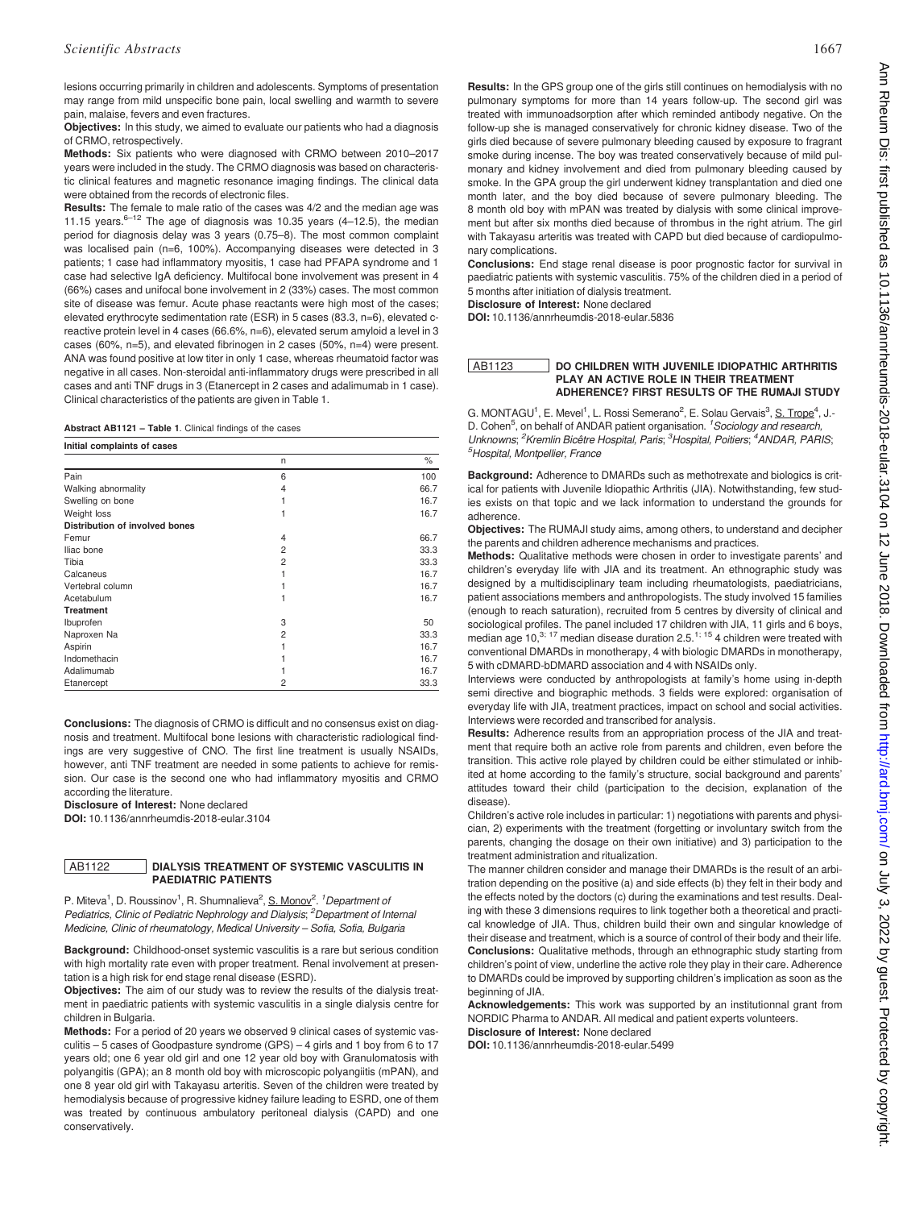lesions occurring primarily in children and adolescents. Symptoms of presentation may range from mild unspecific bone pain, local swelling and warmth to severe pain, malaise, fevers and even fractures.

**Objectives:** In this study, we aimed to evaluate our patients who had a diagnosis of CRMO, retrospectively.

**Methods:** Six patients who were diagnosed with CRMO between 2010–2017 years were included in the study. The CRMO diagnosis was based on characteristic clinical features and magnetic resonance imaging findings. The clinical data were obtained from the records of electronic files.

**Results:** The female to male ratio of the cases was 4/2 and the median age was 11.15 years.[6–12] The age of diagnosis was 10.35 years (4–12.5), the median period for diagnosis delay was 3 years (0.75–8). The most common complaint was localised pain (n=6, 100%). Accompanying diseases were detected in 3 patients; 1 case had inflammatory myositis, 1 case had PFAPA syndrome and 1 case had selective IgA deficiency. Multifocal bone involvement was present in 4 (66%) cases and unifocal bone involvement in 2 (33%) cases. The most common site of disease was femur. Acute phase reactants were high most of the cases; elevated erythrocyte sedimentation rate (ESR) in 5 cases (83.3, n=6), elevated c-reactive protein level in 4 cases (66.6%, n=6), elevated serum amyloid a level in 3 cases (60%, n=5), and elevated fibrinogen in 2 cases (50%, n=4) were present. ANA was found positive at low titer in only 1 case, whereas rheumatoid factor was negative in all cases. Non-steroidal anti-inflammatory drugs were prescribed in all cases and anti TNF drugs in 3 (Etanercept in 2 cases and adalimumab in 1 case). Clinical characteristics of the patients are given in Table 1.

**Abstract AB1121 – Table 1**. Clinical findings of the cases

| **Initial complaints of cases** | | |
|---|---|---|
| | n | % |
| Pain | 6 | 100 |
| Walking abnormality | 4 | 66.7 |
| Swelling on bone | 1 | 16.7 |
| Weight loss | 1 | 16.7 |
| **Distribution of involved bones** | | |
| Femur | 4 | 66.7 |
| Iliac bone | 2 | 33.3 |
| Tibia | 2 | 33.3 |
| Calcaneus | 1 | 16.7 |
| Vertebral column | 1 | 16.7 |
| Acetabulum | 1 | 16.7 |
| **Treatment** | | |
| Ibuprofen | 3 | 50 |
| Naproxen Na | 2 | 33.3 |
| Aspirin | 1 | 16.7 |
| Indomethacin | 1 | 16.7 |
| Adalimumab | 1 | 16.7 |
| Etanercept | 2 | 33.3 |

**Conclusions:** The diagnosis of CRMO is difficult and no consensus exist on diagnosis and treatment. Multifocal bone lesions with characteristic radiological findings are very suggestive of CNO. The first line treatment is usually NSAIDs, however, anti TNF treatment are needed in some patients to achieve for remission. Our case is the second one who had inflammatory myositis and CRMO according the literature.

**Disclosure of Interest:** None declared

**DOI:** 10.1136/annrheumdis-2018-eular.3104

## AB1122 DIALYSIS TREATMENT OF SYSTEMIC VASCULITIS IN PAEDIATRIC PATIENTS

P. Miteva[1], D. Roussinov[1], R. Shumnalieva[2], S. Monov[2]. [1]*Department of Pediatrics, Clinic of Pediatric Nephrology and Dialysis*; [2]*Department of Internal Medicine, Clinic of rheumatology, Medical University – Sofia, Sofia, Bulgaria*

**Background:** Childhood-onset systemic vasculitis is a rare but serious condition with high mortality rate even with proper treatment. Renal involvement at presentation is a high risk for end stage renal disease (ESRD).

**Objectives:** The aim of our study was to review the results of the dialysis treatment in paediatric patients with systemic vasculitis in a single dialysis centre for children in Bulgaria.

**Methods:** For a period of 20 years we observed 9 clinical cases of systemic vasculitis – 5 cases of Goodpasture syndrome (GPS) – 4 girls and 1 boy from 6 to 17 years old; one 6 year old girl and one 12 year old boy with Granulomatosis with polyangitis (GPA); an 8 month old boy with microscopic polyangiitis (mPAN), and one 8 year old girl with Takayasu arteritis. Seven of the children were treated by hemodialysis because of progressive kidney failure leading to ESRD, one of them was treated by continuous ambulatory peritoneal dialysis (CAPD) and one conservatively.

**Results:** In the GPS group one of the girls still continues on hemodialysis with no pulmonary symptoms for more than 14 years follow-up. The second girl was treated with immunoadsorption after which reminded antibody negative. On the follow-up she is managed conservatively for chronic kidney disease. Two of the girls died because of severe pulmonary bleeding caused by exposure to fragrant smoke during incense. The boy was treated conservatively because of mild pulmonary and kidney involvement and died from pulmonary bleeding caused by smoke. In the GPA group the girl underwent kidney transplantation and died one month later, and the boy died because of severe pulmonary bleeding. The 8 month old boy with mPAN was treated by dialysis with some clinical improvement but after six months died because of thrombus in the right atrium. The girl with Takayasu arteritis was treated with CAPD but died because of cardiopulmonary complications.

**Conclusions:** End stage renal disease is poor prognostic factor for survival in paediatric patients with systemic vasculitis. 75% of the children died in a period of 5 months after initiation of dialysis treatment.

**Disclosure of Interest:** None declared

**DOI:** 10.1136/annrheumdis-2018-eular.5836

## AB1123 DO CHILDREN WITH JUVENILE IDIOPATHIC ARTHRITIS PLAY AN ACTIVE ROLE IN THEIR TREATMENT ADHERENCE? FIRST RESULTS OF THE RUMAJI STUDY

G. MONTAGU[1], E. Mevel[1], L. Rossi Semerano[2], E. Solau Gervais[3], S. Trope[4], J.-D. Cohen[5], on behalf of ANDAR patient organisation. [1]*Sociology and research, Unknowns*; [2]*Kremlin Bicêtre Hospital, Paris*; [3]*Hospital, Poitiers*; [4]*ANDAR, PARIS*; [5]*Hospital, Montpellier, France*

**Background:** Adherence to DMARDs such as methotrexate and biologics is critical for patients with Juvenile Idiopathic Arthritis (JIA). Notwithstanding, few studies exists on that topic and we lack information to understand the grounds for adherence.

**Objectives:** The RUMAJI study aims, among others, to understand and decipher the parents and children adherence mechanisms and practices.

**Methods:** Qualitative methods were chosen in order to investigate parents' and children's everyday life with JIA and its treatment. An ethnographic study was designed by a multidisciplinary team including rheumatologists, paediatricians, patient associations members and anthropologists. The study involved 15 families (enough to reach saturation), recruited from 5 centres by diversity of clinical and sociological profiles. The panel included 17 children with JIA, 11 girls and 6 boys, median age 10,[3; 17] median disease duration 2.5.[1; 15] 4 children were treated with conventional DMARDs in monotherapy, 4 with biologic DMARDs in monotherapy, 5 with cDMARD-bDMARD association and 4 with NSAIDs only.

Interviews were conducted by anthropologists at family's home using in-depth semi directive and biographic methods. 3 fields were explored: organisation of everyday life with JIA, treatment practices, impact on school and social activities. Interviews were recorded and transcribed for analysis.

**Results:** Adherence results from an appropriation process of the JIA and treatment that require both an active role from parents and children, even before the transition. This active role played by children could be either stimulated or inhibited at home according to the family's structure, social background and parents' attitudes toward their child (participation to the decision, explanation of the disease).

Children's active role includes in particular: 1) negotiations with parents and physician, 2) experiments with the treatment (forgetting or involuntary switch from the parents, changing the dosage on their own initiative) and 3) participation to the treatment administration and ritualization.

The manner children consider and manage their DMARDs is the result of an arbitration depending on the positive (a) and side effects (b) they felt in their body and the effects noted by the doctors (c) during the examinations and test results. Dealing with these 3 dimensions requires to link together both a theoretical and practical knowledge of JIA. Thus, children build their own and singular knowledge of their disease and treatment, which is a source of control of their body and their life.

**Conclusions:** Qualitative methods, through an ethnographic study starting from children's point of view, underline the active role they play in their care. Adherence to DMARDs could be improved by supporting children's implication as soon as the beginning of JIA.

**Acknowledgements:** This work was supported by an institutionnal grant from NORDIC Pharma to ANDAR. All medical and patient experts volunteers.

**Disclosure of Interest:** None declared

**DOI:** 10.1136/annrheumdis-2018-eular.5499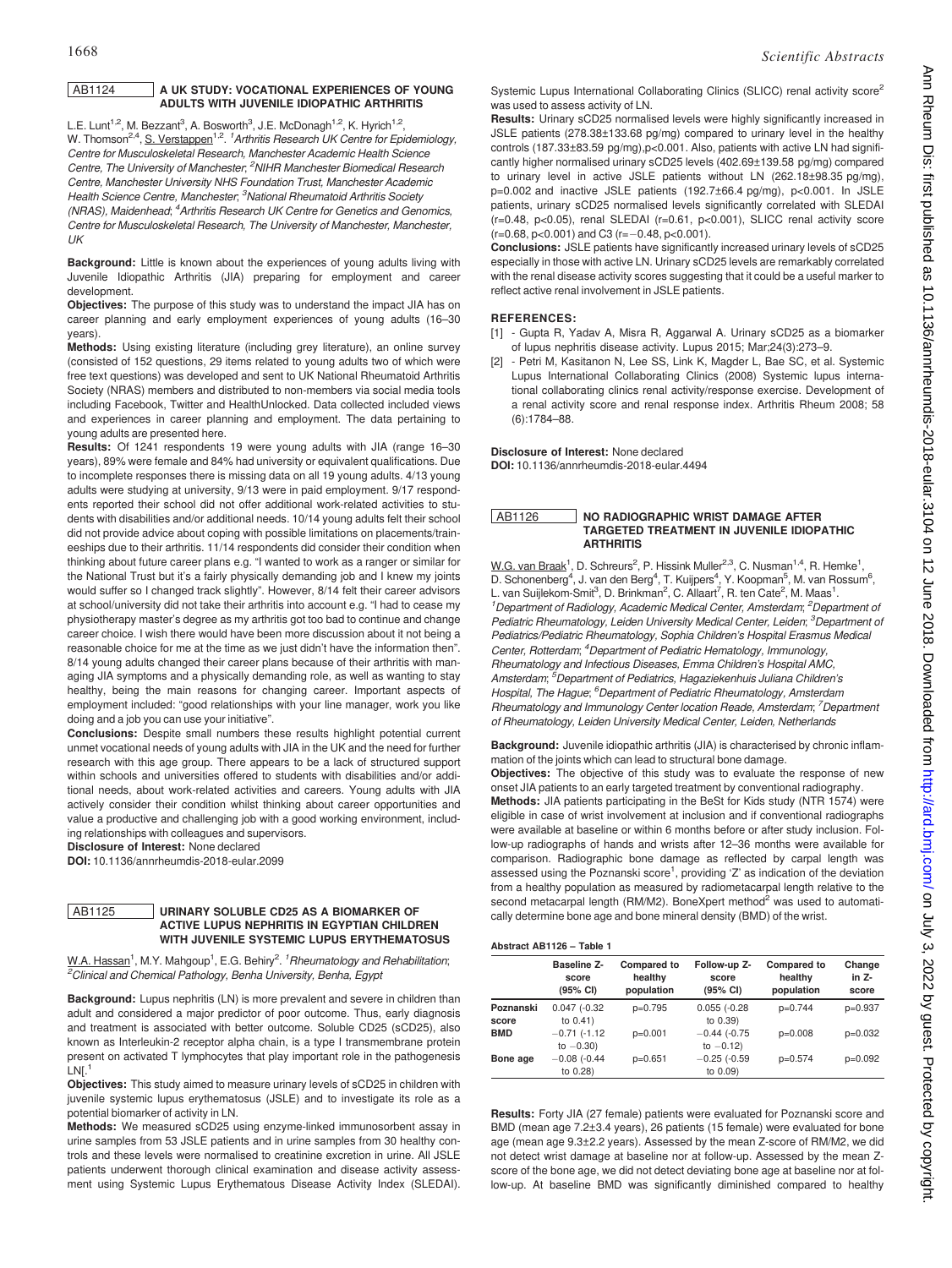## AB1124 A UK STUDY: VOCATIONAL EXPERIENCES OF YOUNG ADULTS WITH JUVENILE IDIOPATHIC ARTHRITIS

L.E. Lunt[1,2], M. Bezzant[3], A. Bosworth[3], J.E. McDonagh[1,2], K. Hyrich[1,2], W. Thomson[2,4], S. Verstappen[1,2]. *[1]Arthritis Research UK Centre for Epidemiology, Centre for Musculoskeletal Research, Manchester Academic Health Science Centre, The University of Manchester; [2]NIHR Manchester Biomedical Research Centre, Manchester University NHS Foundation Trust, Manchester Academic Health Science Centre, Manchester; [3]National Rheumatoid Arthritis Society (NRAS), Maidenhead; [4]Arthritis Research UK Centre for Genetics and Genomics, Centre for Musculoskeletal Research, The University of Manchester, Manchester, UK*

**Background:** Little is known about the experiences of young adults living with Juvenile Idiopathic Arthritis (JIA) preparing for employment and career development.

**Objectives:** The purpose of this study was to understand the impact JIA has on career planning and early employment experiences of young adults (16–30 years).

**Methods:** Using existing literature (including grey literature), an online survey (consisted of 152 questions, 29 items related to young adults two of which were free text questions) was developed and sent to UK National Rheumatoid Arthritis Society (NRAS) members and distributed to non-members via social media tools including Facebook, Twitter and HealthUnlocked. Data collected included views and experiences in career planning and employment. The data pertaining to young adults are presented here.

**Results:** Of 1241 respondents 19 were young adults with JIA (range 16–30 years), 89% were female and 84% had university or equivalent qualifications. Due to incomplete responses there is missing data on all 19 young adults. 4/13 young adults were studying at university, 9/13 were in paid employment. 9/17 respondents reported their school did not offer additional work-related activities to students with disabilities and/or additional needs. 10/14 young adults felt their school did not provide advice about coping with possible limitations on placements/traineeships due to their arthritis. 11/14 respondents did consider their condition when thinking about future career plans e.g. "I wanted to work as a ranger or similar for the National Trust but it's a fairly physically demanding job and I knew my joints would suffer so I changed track slightly". However, 8/14 felt their career advisors at school/university did not take their arthritis into account e.g. "I had to cease my physiotherapy master's degree as my arthritis got too bad to continue and change career choice. I wish there would have been more discussion about it not being a reasonable choice for me at the time as we just didn't have the information then". 8/14 young adults changed their career plans because of their arthritis with managing JIA symptoms and a physically demanding role, as well as wanting to stay healthy, being the main reasons for changing career. Important aspects of employment included: "good relationships with your line manager, work you like doing and a job you can use your initiative".

**Conclusions:** Despite small numbers these results highlight potential current unmet vocational needs of young adults with JIA in the UK and the need for further research with this age group. There appears to be a lack of structured support within schools and universities offered to students with disabilities and/or additional needs, about work-related activities and careers. Young adults with JIA actively consider their condition whilst thinking about career opportunities and value a productive and challenging job with a good working environment, including relationships with colleagues and supervisors.

**Disclosure of Interest:** None declared

**DOI:** 10.1136/annrheumdis-2018-eular.2099

## AB1125 URINARY SOLUBLE CD25 AS A BIOMARKER OF ACTIVE LUPUS NEPHRITIS IN EGYPTIAN CHILDREN WITH JUVENILE SYSTEMIC LUPUS ERYTHEMATOSUS

W.A. Hassan[1], M.Y. Mahgoup[1], E.G. Behiry[2]. *[1]Rheumatology and Rehabilitation; [2]Clinical and Chemical Pathology, Benha University, Benha, Egypt*

**Background:** Lupus nephritis (LN) is more prevalent and severe in children than adult and considered a major predictor of poor outcome. Thus, early diagnosis and treatment is associated with better outcome. Soluble CD25 (sCD25), also known as Interleukin-2 receptor alpha chain, is a type I transmembrane protein present on activated T lymphocytes that play important role in the pathogenesis LN[.[1]

**Objectives:** This study aimed to measure urinary levels of sCD25 in children with juvenile systemic lupus erythematosus (JSLE) and to investigate its role as a potential biomarker of activity in LN.

**Methods:** We measured sCD25 using enzyme-linked immunosorbent assay in urine samples from 53 JSLE patients and in urine samples from 30 healthy controls and these levels were normalised to creatinine excretion in urine. All JSLE patients underwent thorough clinical examination and disease activity assessment using Systemic Lupus Erythematosus Disease Activity Index (SLEDAI). Systemic Lupus International Collaborating Clinics (SLICC) renal activity score[2] was used to assess activity of LN.

**Results:** Urinary sCD25 normalised levels were highly significantly increased in JSLE patients (278.38±133.68 pg/mg) compared to urinary level in the healthy controls (187.33±83.59 pg/mg),p<0.001. Also, patients with active LN had significantly higher normalised urinary sCD25 levels (402.69±139.58 pg/mg) compared to urinary level in active JSLE patients without LN (262.18±98.35 pg/mL), p=0.002 and inactive JSLE patients (192.7±66.4 pg/mL), p<0.001. In JSLE patients, urinary sCD25 normalised levels significantly correlated with SLEDAI (r=0.48, p<0.05), renal SLEDAI (r=0.61, p<0.001), SLICC renal activity score (r=0.68, p<0.001) and C3 (r=−0.48, p<0.001).

**Conclusions:** JSLE patients have significantly increased urinary levels of sCD25 especially in those with active LN. Urinary sCD25 levels are remarkably correlated with the renal disease activity scores suggesting that it could be a useful marker to reflect active renal involvement in JSLE patients.

**REFERENCES:**

[1] - Gupta R, Yadav A, Misra R, Aggarwal A. Urinary sCD25 as a biomarker of lupus nephritis disease activity. Lupus 2015; Mar;24(3):273–9.

[2] - Petri M, Kasitanon N, Lee SS, Link K, Magder L, Bae SC, et al. Systemic Lupus International Collaborating Clinics (2008) Systemic lupus international collaborating clinics renal activity/response exercise. Development of a renal activity score and renal response index. Arthritis Rheum 2008; 58 (6):1784–88.

**Disclosure of Interest:** None declared

**DOI:** 10.1136/annrheumdis-2018-eular.4494

## AB1126 NO RADIOGRAPHIC WRIST DAMAGE AFTER TARGETED TREATMENT IN JUVENILE IDIOPATHIC ARTHRITIS

W.G. van Braak[1], D. Schreurs[2], P. Hissink Muller[2,3], C. Nusman[1,4], R. Hemke[1], D. Schonenberg[4], J. van den Berg[4], T. Kuijpers[4], Y. Koopman[5], M. van Rossum[6], L. van Suijlekom-Smit[3], D. Brinkman[2], C. Allaart[7], R. ten Cate[2], M. Maas[1]. *[1]Department of Radiology, Academic Medical Center, Amsterdam; [2]Department of Pediatric Rheumatology, Leiden University Medical Center, Leiden; [3]Department of Pediatrics/Pediatric Rheumatology, Sophia Children's Hospital Erasmus Medical Center, Rotterdam; [4]Department of Pediatric Hematology, Immunology, Rheumatology and Infectious Diseases, Emma Children's Hospital AMC, Amsterdam; [5]Department of Pediatrics, Hagaziekenhuis Juliana Children's Hospital, The Hague; [6]Department of Pediatric Rheumatology, Amsterdam Rheumatology and Immunology Center location Reade, Amsterdam; [7]Department of Rheumatology, Leiden University Medical Center, Leiden, Netherlands*

**Background:** Juvenile idiopathic arthritis (JIA) is characterised by chronic inflammation of the joints which can lead to structural bone damage.

**Objectives:** The objective of this study was to evaluate the response of new onset JIA patients to an early targeted treatment by conventional radiography.

**Methods:** JIA patients participating in the BeSt for Kids study (NTR 1574) were eligible in case of wrist involvement at inclusion and if conventional radiographs were available at baseline or within 6 months before or after study inclusion. Follow-up radiographs of hands and wrists after 12–36 months were available for comparison. Radiographic bone damage as reflected by carpal length was assessed using the Poznanski score[1], providing 'Z' as indication of the deviation from a healthy population as measured by radiometacarpal length relative to the second metacarpal length (RM/M2). BoneXpert method[2] was used to automatically determine bone age and bone mineral density (BMD) of the wrist.

**Abstract AB1126 – Table 1**

| | Baseline Z-score (95% CI) | Compared to healthy population | Follow-up Z-score (95% CI) | Compared to healthy population | Change in Z-score |
|---|---|---|---|---|---|
| **Poznanski score** | 0.047 (-0.32 to 0.41) | p=0.795 | 0.055 (-0.28 to 0.39) | p=0.744 | p=0.937 |
| **BMD** | −0.71 (-1.12 to −0.30) | p=0.001 | −0.44 (-0.75 to −0.12) | p=0.008 | p=0.032 |
| **Bone age** | −0.08 (-0.44 to 0.28) | p=0.651 | −0.25 (-0.59 to 0.09) | p=0.574 | p=0.092 |

**Results:** Forty JIA (27 female) patients were evaluated for Poznanski score and BMD (mean age 7.2±3.4 years), 26 patients (15 female) were evaluated for bone age (mean age 9.3±2.2 years). Assessed by the mean Z-score of RM/M2, we did not detect wrist damage at baseline nor at follow-up. Assessed by the mean Z-score of the bone age, we did not detect deviating bone age at baseline nor at follow-up. At baseline BMD was significantly diminished compared to healthy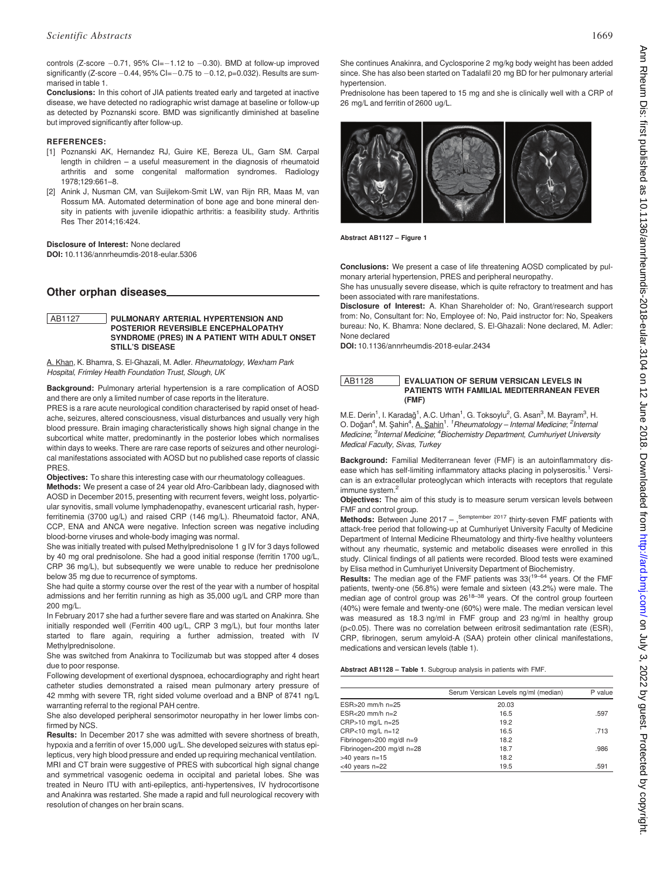controls (Z-score −0.71, 95% CI=−1.12 to −0.30). BMD at follow-up improved significantly (Z-score −0.44, 95% CI=−0.75 to −0.12, p=0.032). Results are summarised in table 1.

**Conclusions:** In this cohort of JIA patients treated early and targeted at inactive disease, we have detected no radiographic wrist damage at baseline or follow-up as detected by Poznanski score. BMD was significantly diminished at baseline but improved significantly after follow-up.

**REFERENCES:**

[1] Poznanski AK, Hernandez RJ, Guire KE, Bereza UL, Garn SM. Carpal length in children – a useful measurement in the diagnosis of rheumatoid arthritis and some congenital malformation syndromes. Radiology 1978;129:661–8.

[2] Anink J, Nusman CM, van Suijlekom-Smit LW, van Rijn RR, Maas M, van Rossum MA. Automated determination of bone age and bone mineral density in patients with juvenile idiopathic arthritis: a feasibility study. Arthritis Res Ther 2014;16:424.

**Disclosure of Interest:** None declared

**DOI:** 10.1136/annrheumdis-2018-eular.5306

## Other orphan diseases

### AB1127 PULMONARY ARTERIAL HYPERTENSION AND POSTERIOR REVERSIBLE ENCEPHALOPATHY SYNDROME (PRES) IN A PATIENT WITH ADULT ONSET STILL'S DISEASE

A. Khan, K. Bhamra, S. El-Ghazali, M. Adler. *Rheumatology, Wexham Park Hospital, Frimley Health Foundation Trust, Slough, UK*

**Background:** Pulmonary arterial hypertension is a rare complication of AOSD and there are only a limited number of case reports in the literature.

PRES is a rare acute neurological condition characterised by rapid onset of headache, seizures, altered consciousness, visual disturbances and usually very high blood pressure. Brain imaging characteristically shows high signal change in the subcortical white matter, predominantly in the posterior lobes which normalises within days to weeks. There are rare case reports of seizures and other neurological manifestations associated with AOSD but no published case reports of classic PRES.

**Objectives:** To share this interesting case with our rheumatology colleagues.

**Methods:** We present a case of 24 year old Afro-Caribbean lady, diagnosed with AOSD in December 2015, presenting with recurrent fevers, weight loss, polyarticular synovitis, small volume lymphadenopathy, evanescent urticarial rash, hyperferritinemia (3700 ug/L) and raised CRP (146 mg/L). Rheumatoid factor, ANA, CCP, ENA and ANCA were negative. Infection screen was negative including blood-borne viruses and whole-body imaging was normal.

She was initially treated with pulsed Methylprednisolone 1 g IV for 3 days followed by 40 mg oral prednisolone. She had a good initial response (ferritin 1700 ug/L, CRP 36 mg/L), but subsequently we were unable to reduce her prednisolone below 35 mg due to recurrence of symptoms.

She had quite a stormy course over the rest of the year with a number of hospital admissions and her ferritin running as high as 35,000 ug/L and CRP more than 200 mg/L.

In February 2017 she had a further severe flare and was started on Anakinra. She initially responded well (Ferritin 400 ug/L, CRP 3 mg/L), but four months later started to flare again, requiring a further admission, treated with IV Methylprednisolone.

She was switched from Anakinra to Tocilizumab but was stopped after 4 doses due to poor response.

Following development of exertional dyspnoea, echocardiography and right heart catheter studies demonstrated a raised mean pulmonary artery pressure of 42 mmhg with severe TR, right sided volume overload and a BNP of 8741 ng/L warranting referral to the regional PAH centre.

She also developed peripheral sensorimotor neuropathy in her lower limbs confirmed by NCS.

**Results:** In December 2017 she was admitted with severe shortness of breath, hypoxia and a ferritin of over 15,000 ug/L. She developed seizures with status epilepticus, very high blood pressure and ended up requiring mechanical ventilation.

MRI and CT brain were suggestive of PRES with subcortical high signal change and symmetrical vasogenic oedema in occipital and parietal lobes. She was treated in Neuro ITU with anti-epileptics, anti-hypertensives, IV hydrocortisone and Anakinra was restarted. She made a rapid and full neurological recovery with resolution of changes on her brain scans.

She continues Anakinra, and Cyclosporine 2 mg/kg body weight has been added since. She has also been started on Tadalafil 20 mg BD for her pulmonary arterial hypertension.

Prednisolone has been tapered to 15 mg and she is clinically well with a CRP of 26 mg/L and ferritin of 2600 ug/L.

Abstract AB1127 – Figure 1

**Conclusions:** We present a case of life threatening AOSD complicated by pulmonary arterial hypertension, PRES and peripheral neuropathy.

She has unusually severe disease, which is quite refractory to treatment and has been associated with rare manifestations.

**Disclosure of Interest:** A. Khan Shareholder of: No, Grant/research support from: No, Consultant for: No, Employee of: No, Paid instructor for: No, Speakers bureau: No, K. Bhamra: None declared, S. El-Ghazali: None declared, M. Adler: None declared

**DOI:** 10.1136/annrheumdis-2018-eular.2434

### AB1128 EVALUATION OF SERUM VERSICAN LEVELS IN PATIENTS WITH FAMILIAL MEDITERRANEAN FEVER (FMF)

M.E. Derin[1], I. Karadağ[1], A.C. Urhan[1], G. Toksoylu[2], G. Asan[3], M. Bayram[3], H. O. Doğan[4], M. Şahin[4], A. Şahin[1]. [1]*Rheumatology – Internal Medicine*; [2]*Internal Medicine*; [3]*Internal Medicine*; [4]*Biochemistry Department, Cumhuriyet University Medical Faculty, Sivas, Turkey*

**Background:** Familial Mediterranean fever (FMF) is an autoinflammatory disease which has self-limiting inflammatory attacks placing in polyserositis.[1] Versican is an extracellular proteoglycan which interacts with receptors that regulate immune system.[2]

**Objectives:** The aim of this study is to measure serum versican levels between FMF and control group.

**Methods:** Between June 2017 – Semptember 2017 thirty-seven FMF patients with attack-free period that following-up at Cumhuriyet University Faculty of Medicine Department of Internal Medicine Rheumatology and thirty-five healthy volunteers without any rheumatic, systemic and metabolic diseases were enrolled in this study. Clinical findings of all patients were recorded. Blood tests were examined by Elisa method in Cumhuriyet University Department of Biochemistry.

**Results:** The median age of the FMF patients was 33(19–64) years. Of the FMF patients, twenty-one (56.8%) were female and sixteen (43.2%) were male. The median age of control group was 26(18–38) years. Of the control group fourteen (40%) were female and twenty-one (60%) were male. The median versican level was measured as 18.3 ng/ml in FMF group and 23 ng/ml in healthy group ($p<0.05$). There was no correlation between eritrocit sedimantation rate (ESR), CRP, fibrinogen, serum amyloid-A (SAA) protein other clinical manifestations, medications and versican levels (table 1).

**Abstract AB1128 – Table 1**. Subgroup analysis in patients with FMF.

| | Serum Versican Levels ng/ml (median) | P value |
|---|---|---|
| ESR>20 mm/h n=25 | 20.03 | |
| ESR<20 mm/h n=2 | 16.5 | .597 |
| CRP>10 mg/L n=25 | 19.2 | |
| CRP<10 mg/L n=12 | 16.5 | .713 |
| Fibrinogen>200 mg/dl n=9 | 18.2 | |
| Fibrinogen<200 mg/dl n=28 | 18.7 | .986 |
| >40 years n=15 | 18.2 | |
| <40 years n=22 | 19.5 | .591 |